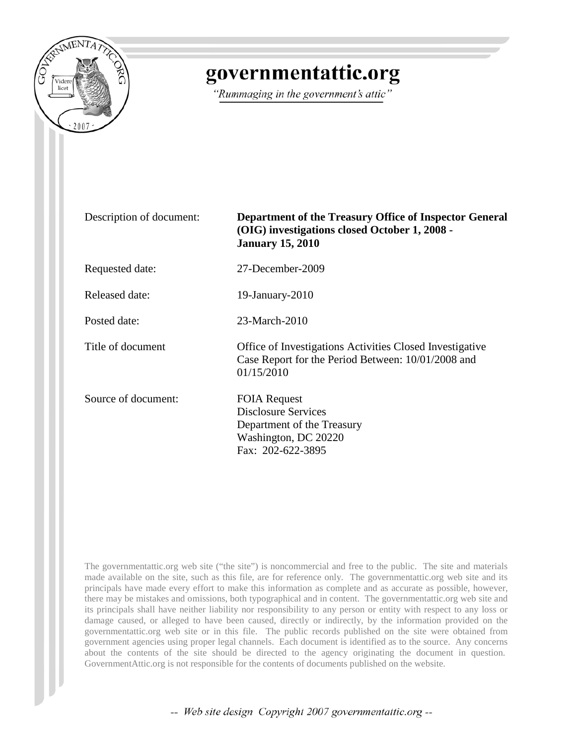# governmentattic.org

*"Rummaging in the government's attic"*

| | |
|---|---|
| Description of document: | **Department of the Treasury Office of Inspector General (OIG) investigations closed October 1, 2008 - January 15, 2010** |
| Requested date: | 27-December-2009 |
| Released date: | 19-January-2010 |
| Posted date: | 23-March-2010 |
| Title of document | Office of Investigations Activities Closed Investigative Case Report for the Period Between: 10/01/2008 and 01/15/2010 |
| Source of document: | FOIA Request<br>Disclosure Services<br>Department of the Treasury<br>Washington, DC 20220<br>Fax: 202-622-3895 |

The governmentattic.org web site ("the site") is noncommercial and free to the public. The site and materials made available on the site, such as this file, are for reference only. The governmentattic.org web site and its principals have made every effort to make this information as complete and as accurate as possible, however, there may be mistakes and omissions, both typographical and in content. The governmentattic.org web site and its principals shall have neither liability nor responsibility to any person or entity with respect to any loss or damage caused, or alleged to have been caused, directly or indirectly, by the information provided on the governmentattic.org web site or in this file. The public records published on the site were obtained from government agencies using proper legal channels. Each document is identified as to the source. Any concerns about the contents of the site should be directed to the agency originating the document in question. GovernmentAttic.org is not responsible for the contents of documents published on the website.

-- Web site design Copyright 2007 governmentattic.org --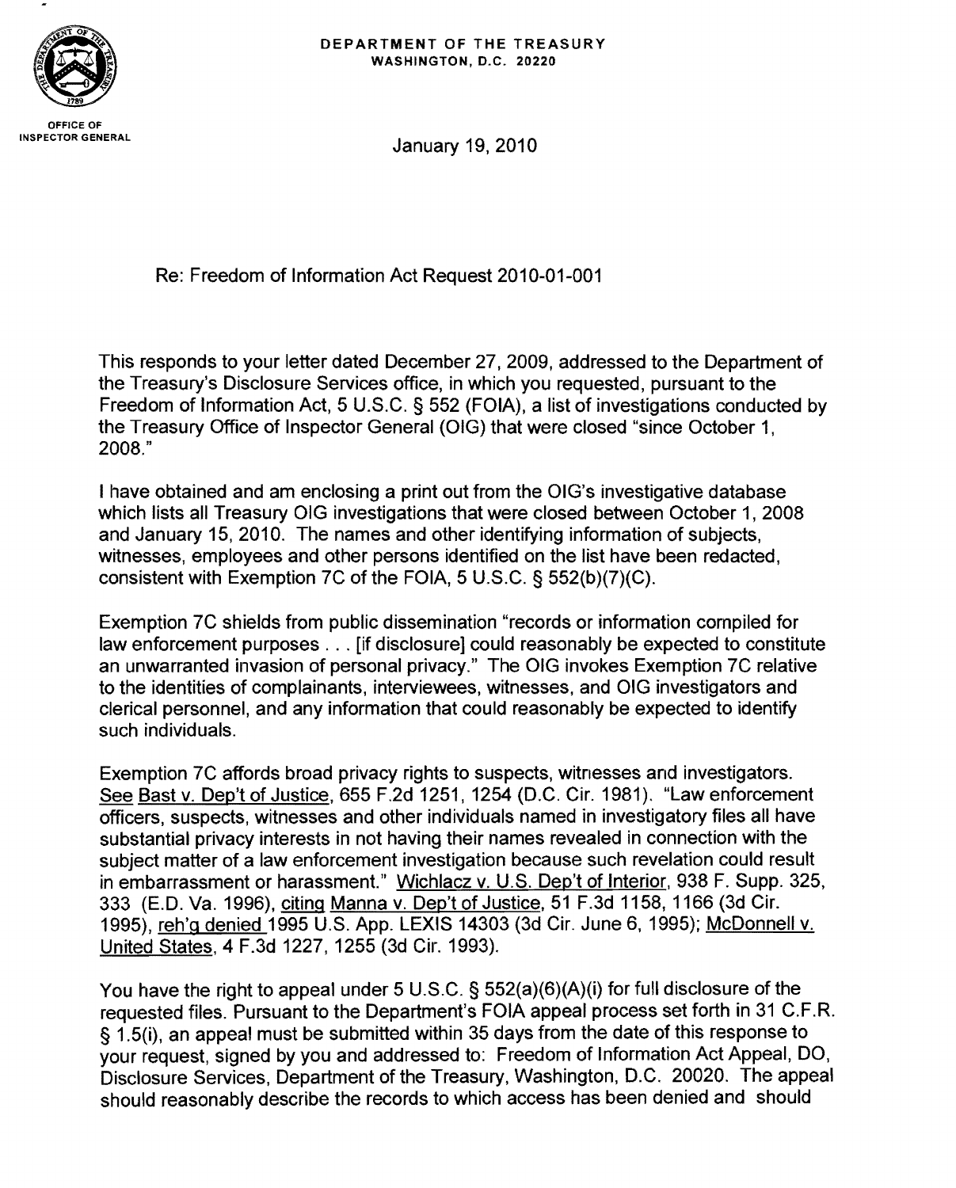DEPARTMENT OF THE TREASURY
WASHINGTON, D.C. 20220

OFFICE OF
INSPECTOR GENERAL

January 19, 2010

Re: Freedom of Information Act Request 2010-01-001

This responds to your letter dated December 27, 2009, addressed to the Department of the Treasury's Disclosure Services office, in which you requested, pursuant to the Freedom of Information Act, 5 U.S.C. § 552 (FOIA), a list of investigations conducted by the Treasury Office of Inspector General (OIG) that were closed "since October 1, 2008."

I have obtained and am enclosing a print out from the OIG's investigative database which lists all Treasury OIG investigations that were closed between October 1, 2008 and January 15, 2010. The names and other identifying information of subjects, witnesses, employees and other persons identified on the list have been redacted, consistent with Exemption 7C of the FOIA, 5 U.S.C. § 552(b)(7)(C).

Exemption 7C shields from public dissemination "records or information compiled for law enforcement purposes . . . [if disclosure] could reasonably be expected to constitute an unwarranted invasion of personal privacy." The OIG invokes Exemption 7C relative to the identities of complainants, interviewees, witnesses, and OIG investigators and clerical personnel, and any information that could reasonably be expected to identify such individuals.

Exemption 7C affords broad privacy rights to suspects, witnesses and investigators. See Bast v. Dep't of Justice, 655 F.2d 1251, 1254 (D.C. Cir. 1981). "Law enforcement officers, suspects, witnesses and other individuals named in investigatory files all have substantial privacy interests in not having their names revealed in connection with the subject matter of a law enforcement investigation because such revelation could result in embarrassment or harassment." Wichlacz v. U.S. Dep't of Interior, 938 F. Supp. 325, 333 (E.D. Va. 1996), citing Manna v. Dep't of Justice, 51 F.3d 1158, 1166 (3d Cir. 1995), reh'g denied 1995 U.S. App. LEXIS 14303 (3d Cir. June 6, 1995); McDonnell v. United States, 4 F.3d 1227, 1255 (3d Cir. 1993).

You have the right to appeal under 5 U.S.C. § 552(a)(6)(A)(i) for full disclosure of the requested files. Pursuant to the Department's FOIA appeal process set forth in 31 C.F.R. § 1.5(i), an appeal must be submitted within 35 days from the date of this response to your request, signed by you and addressed to: Freedom of Information Act Appeal, DO, Disclosure Services, Department of the Treasury, Washington, D.C. 20020. The appeal should reasonably describe the records to which access has been denied and should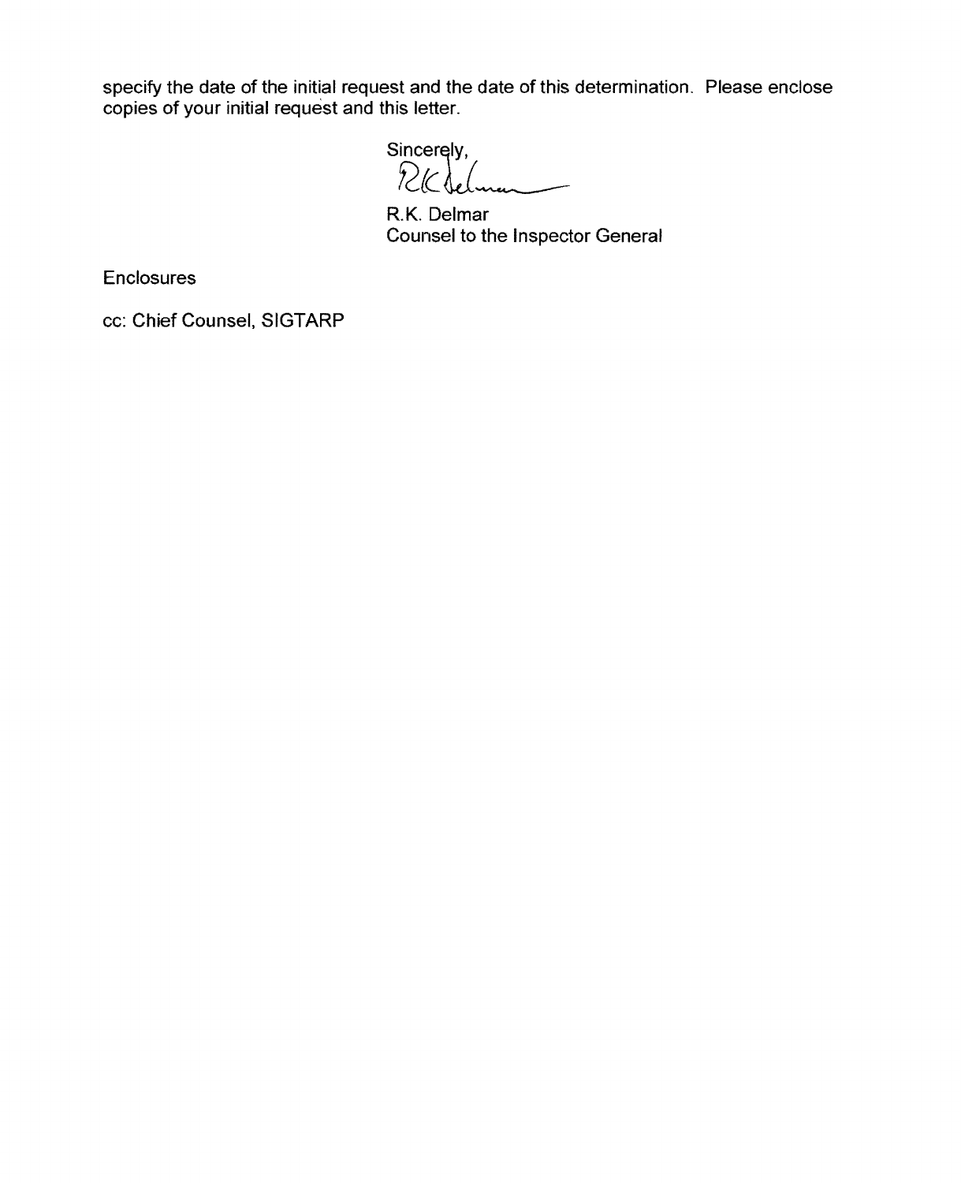specify the date of the initial request and the date of this determination. Please enclose copies of your initial request and this letter.

Sincerely,

R.K. Delmar
Counsel to the Inspector General

Enclosures

cc: Chief Counsel, SIGTARP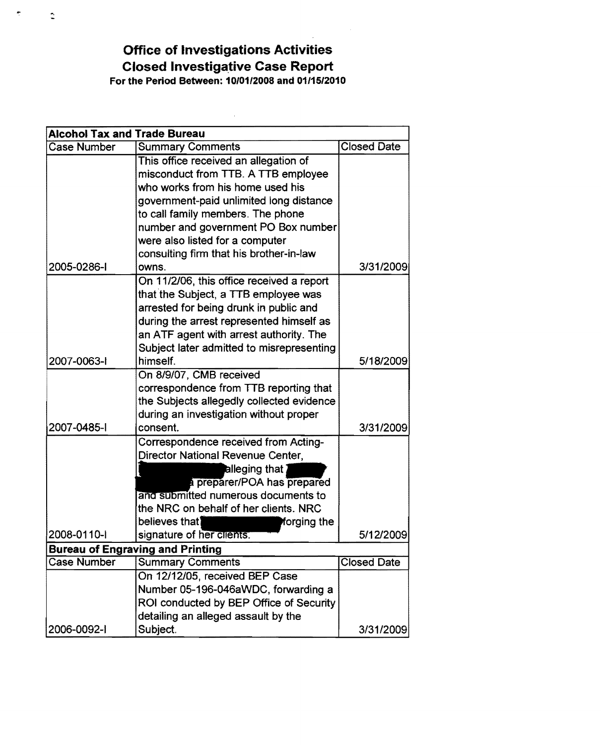# Office of Investigations Activities
## Closed Investigative Case Report
**For the Period Between: 10/01/2008 and 01/15/2010**

| **Alcohol Tax and Trade Bureau** | | |
|---|---|---|
| Case Number | Summary Comments | Closed Date |
| 2005-0286-I | This office received an allegation of misconduct from TTB. A TTB employee who works from his home used his government-paid unlimited long distance to call family members. The phone number and government PO Box number were also listed for a computer consulting firm that his brother-in-law owns. | 3/31/2009 |
| 2007-0063-I | On 11/2/06, this office received a report that the Subject, a TTB employee was arrested for being drunk in public and during the arrest represented himself as an ATF agent with arrest authority. The Subject later admitted to misrepresenting himself. | 5/18/2009 |
| 2007-0485-I | On 8/9/07, CMB received correspondence from TTB reporting that the Subjects allegedly collected evidence during an investigation without proper consent. | 3/31/2009 |
| 2008-0110-I | Correspondence received from Acting-Director National Revenue Center, [REDACTED] alleging that [REDACTED] a preparer/POA has prepared and submitted numerous documents to the NRC on behalf of her clients. NRC believes that [REDACTED] forging the signature of her clients. | 5/12/2009 |

| **Bureau of Engraving and Printing** | | |
|---|---|---|
| Case Number | Summary Comments | Closed Date |
| 2006-0092-I | On 12/12/05, received BEP Case Number 05-196-046aWDC, forwarding a ROI conducted by BEP Office of Security detailing an alleged assault by the Subject. | 3/31/2009 |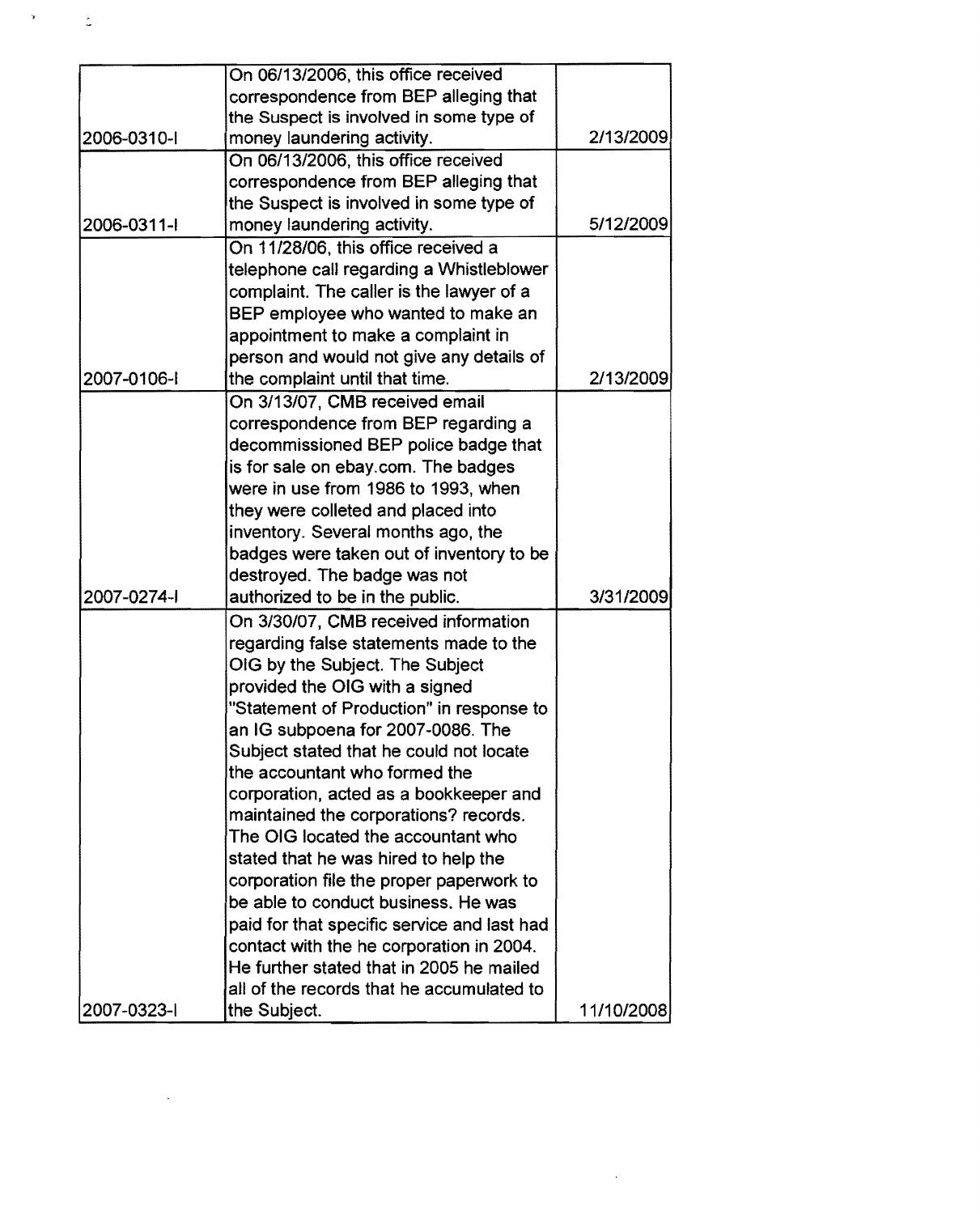| | | |
|---|---|---|
| 2006-0310-I | On 06/13/2006, this office received correspondence from BEP alleging that the Suspect is involved in some type of money laundering activity. | 2/13/2009 |
| 2006-0311-I | On 06/13/2006, this office received correspondence from BEP alleging that the Suspect is involved in some type of money laundering activity. | 5/12/2009 |
| 2007-0106-I | On 11/28/06, this office received a telephone call regarding a Whistleblower complaint. The caller is the lawyer of a BEP employee who wanted to make an appointment to make a complaint in person and would not give any details of the complaint until that time. | 2/13/2009 |
| 2007-0274-I | On 3/13/07, CMB received email correspondence from BEP regarding a decommissioned BEP police badge that is for sale on ebay.com. The badges were in use from 1986 to 1993, when they were colleted and placed into inventory. Several months ago, the badges were taken out of inventory to be destroyed. The badge was not authorized to be in the public. | 3/31/2009 |
| 2007-0323-I | On 3/30/07, CMB received information regarding false statements made to the OIG by the Subject. The Subject provided the OIG with a signed "Statement of Production" in response to an IG subpoena for 2007-0086. The Subject stated that he could not locate the accountant who formed the corporation, acted as a bookkeeper and maintained the corporations? records. The OIG located the accountant who stated that he was hired to help the corporation file the proper paperwork to be able to conduct business. He was paid for that specific service and last had contact with the he corporation in 2004. He further stated that in 2005 he mailed all of the records that he accumulated to the Subject. | 11/10/2008 |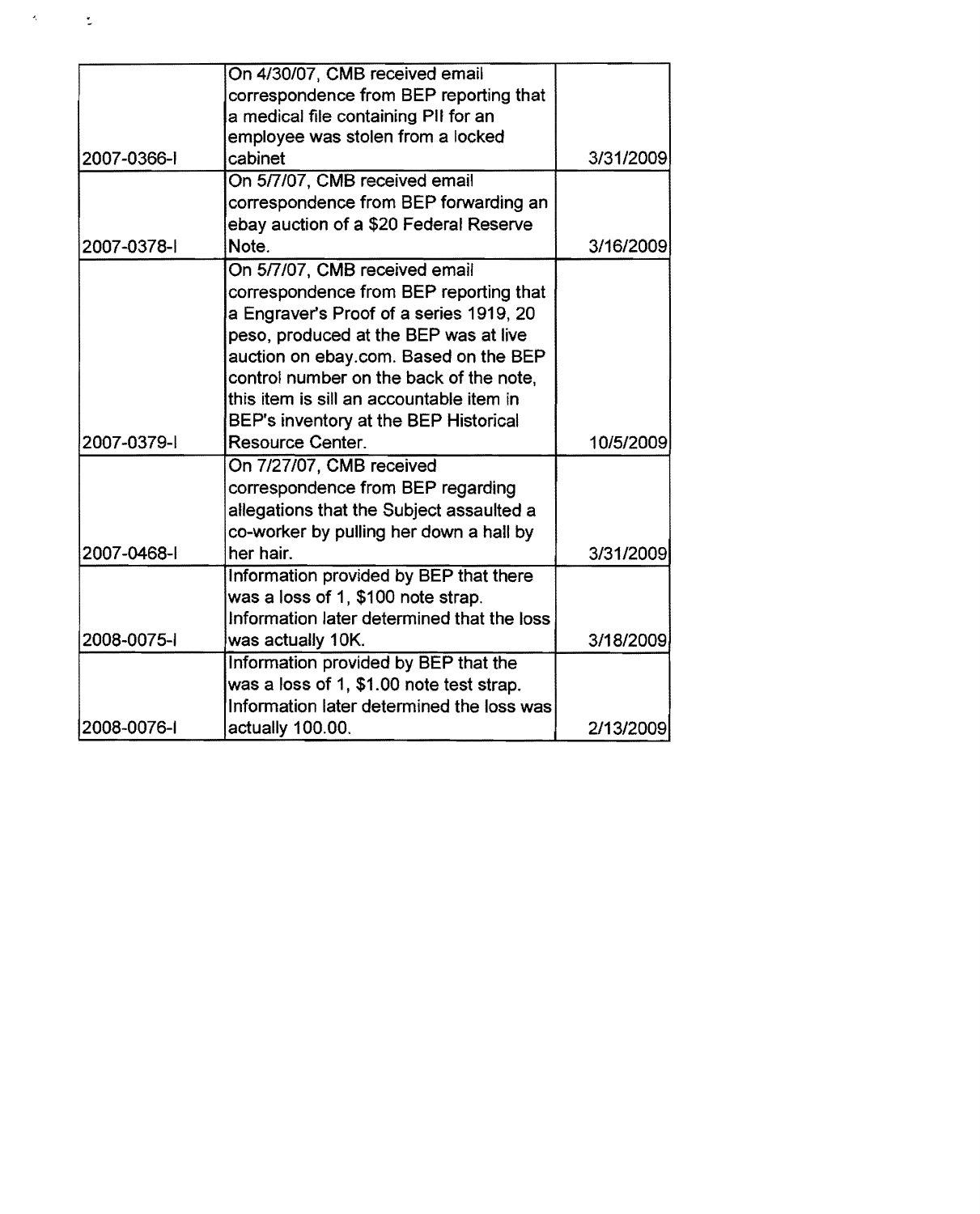| | | |
|---|---|---|
| 2007-0366-I | On 4/30/07, CMB received email correspondence from BEP reporting that a medical file containing PII for an employee was stolen from a locked cabinet | 3/31/2009 |
| 2007-0378-I | On 5/7/07, CMB received email correspondence from BEP forwarding an ebay auction of a $20 Federal Reserve Note. | 3/16/2009 |
| 2007-0379-I | On 5/7/07, CMB received email correspondence from BEP reporting that a Engraver's Proof of a series 1919, 20 peso, produced at the BEP was at live auction on ebay.com. Based on the BEP control number on the back of the note, this item is sill an accountable item in BEP's inventory at the BEP Historical Resource Center. | 10/5/2009 |
| 2007-0468-I | On 7/27/07, CMB received correspondence from BEP regarding allegations that the Subject assaulted a co-worker by pulling her down a hall by her hair. | 3/31/2009 |
| 2008-0075-I | Information provided by BEP that there was a loss of 1, $100 note strap. Information later determined that the loss was actually 10K. | 3/18/2009 |
| 2008-0076-I | Information provided by BEP that the was a loss of 1, $1.00 note test strap. Information later determined the loss was actually 100.00. | 2/13/2009 |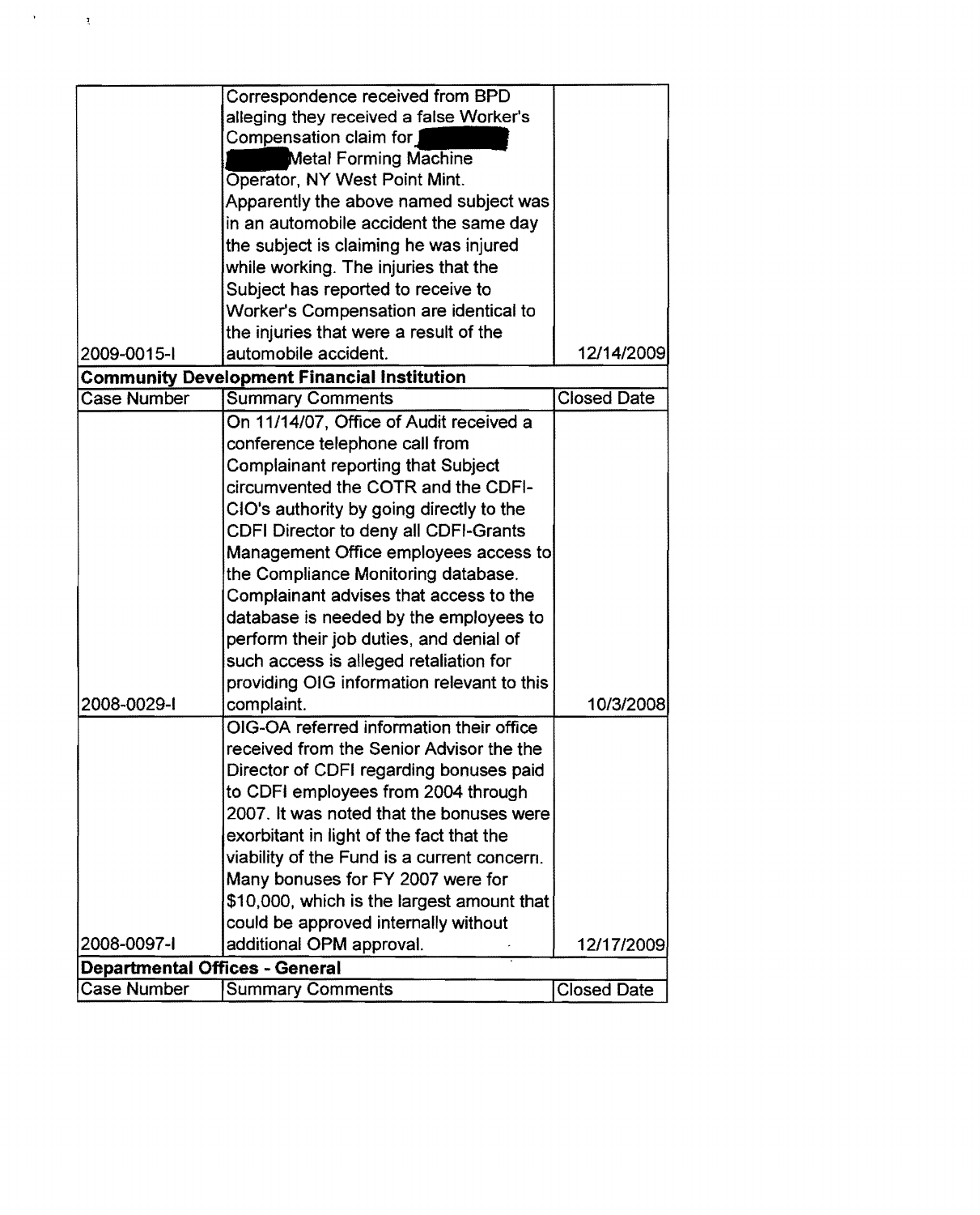| Case Number | Summary Comments | Closed Date |
|---|---|---|
| 2009-0015-I | Correspondence received from BPD alleging they received a false Worker's Compensation claim for [redacted] Metal Forming Machine Operator, NY West Point Mint. Apparently the above named subject was in an automobile accident the same day the subject is claiming he was injured while working. The injuries that the Subject has reported to receive to Worker's Compensation are identical to the injuries that were a result of the automobile accident. | 12/14/2009 |

**Community Development Financial Institution**

| Case Number | Summary Comments | Closed Date |
|---|---|---|
| 2008-0029-I | On 11/14/07, Office of Audit received a conference telephone call from Complainant reporting that Subject circumvented the COTR and the CDFI-CIO's authority by going directly to the CDFI Director to deny all CDFI-Grants Management Office employees access to the Compliance Monitoring database. Complainant advises that access to the database is needed by the employees to perform their job duties, and denial of such access is alleged retaliation for providing OIG information relevant to this complaint. | 10/3/2008 |
| 2008-0097-I | OIG-OA referred information their office received from the Senior Advisor the the Director of CDFI regarding bonuses paid to CDFI employees from 2004 through 2007. It was noted that the bonuses were exorbitant in light of the fact that the viability of the Fund is a current concern. Many bonuses for FY 2007 were for $10,000, which is the largest amount that could be approved internally without additional OPM approval. | 12/17/2009 |

**Departmental Offices - General**

| Case Number | Summary Comments | Closed Date |
|---|---|---|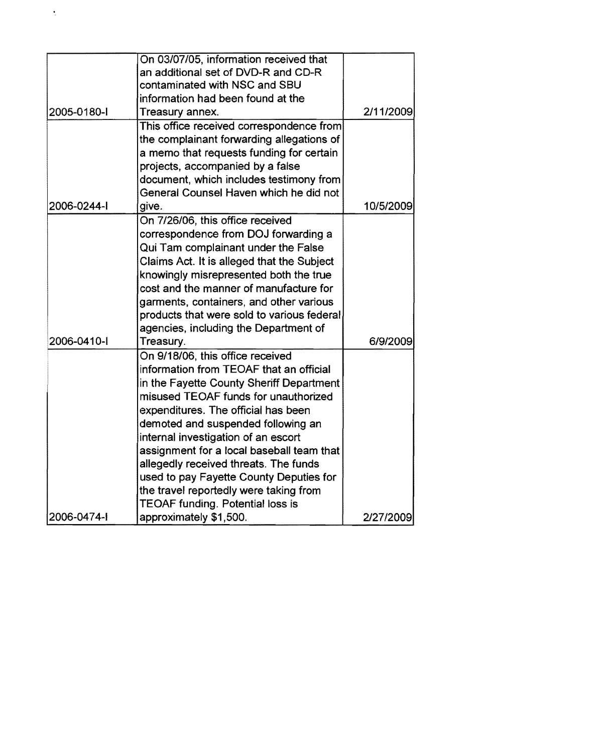| | | |
|---|---|---|
| 2005-0180-I | On 03/07/05, information received that an additional set of DVD-R and CD-R contaminated with NSC and SBU information had been found at the Treasury annex. | 2/11/2009 |
| 2006-0244-I | This office received correspondence from the complainant forwarding allegations of a memo that requests funding for certain projects, accompanied by a false document, which includes testimony from General Counsel Haven which he did not give. | 10/5/2009 |
| 2006-0410-I | On 7/26/06, this office received correspondence from DOJ forwarding a Qui Tam complainant under the False Claims Act. It is alleged that the Subject knowingly misrepresented both the true cost and the manner of manufacture for garments, containers, and other various products that were sold to various federal agencies, including the Department of Treasury. | 6/9/2009 |
| 2006-0474-I | On 9/18/06, this office received information from TEOAF that an official in the Fayette County Sheriff Department misused TEOAF funds for unauthorized expenditures. The official has been demoted and suspended following an internal investigation of an escort assignment for a local baseball team that allegedly received threats. The funds used to pay Fayette County Deputies for the travel reportedly were taking from TEOAF funding. Potential loss is approximately $1,500. | 2/27/2009 |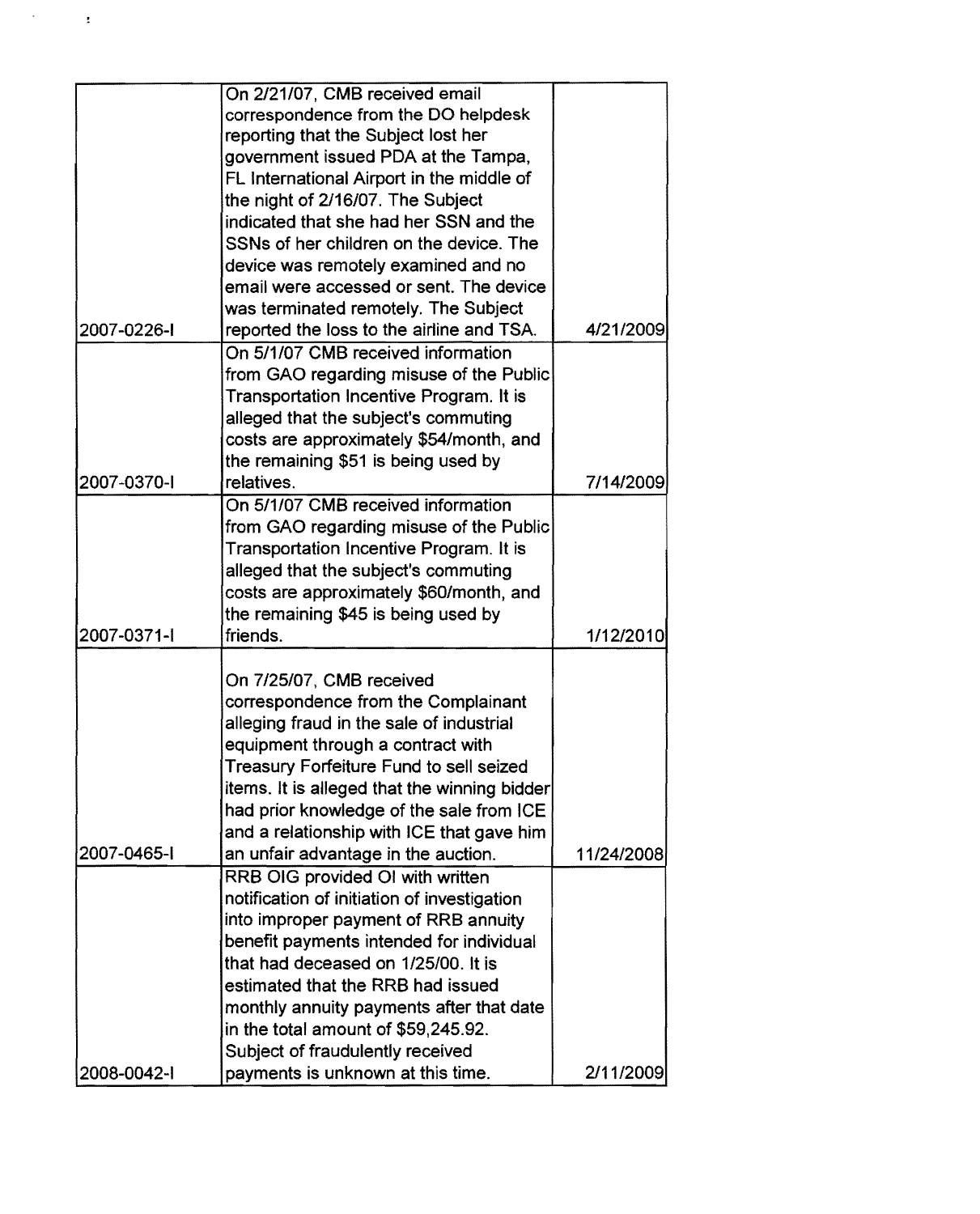| | | |
|---|---|---|
| 2007-0226-I | On 2/21/07, CMB received email correspondence from the DO helpdesk reporting that the Subject lost her government issued PDA at the Tampa, FL International Airport in the middle of the night of 2/16/07. The Subject indicated that she had her SSN and the SSNs of her children on the device. The device was remotely examined and no email were accessed or sent. The device was terminated remotely. The Subject reported the loss to the airline and TSA. | 4/21/2009 |
| 2007-0370-I | On 5/1/07 CMB received information from GAO regarding misuse of the Public Transportation Incentive Program. It is alleged that the subject's commuting costs are approximately $54/month, and the remaining $51 is being used by relatives. | 7/14/2009 |
| 2007-0371-I | On 5/1/07 CMB received information from GAO regarding misuse of the Public Transportation Incentive Program. It is alleged that the subject's commuting costs are approximately $60/month, and the remaining $45 is being used by friends. | 1/12/2010 |
| 2007-0465-I | On 7/25/07, CMB received correspondence from the Complainant alleging fraud in the sale of industrial equipment through a contract with Treasury Forfeiture Fund to sell seized items. It is alleged that the winning bidder had prior knowledge of the sale from ICE and a relationship with ICE that gave him an unfair advantage in the auction. | 11/24/2008 |
| 2008-0042-I | RRB OIG provided OI with written notification of initiation of investigation into improper payment of RRB annuity benefit payments intended for individual that had deceased on 1/25/00. It is estimated that the RRB had issued monthly annuity payments after that date in the total amount of $59,245.92. Subject of fraudulently received payments is unknown at this time. | 2/11/2009 |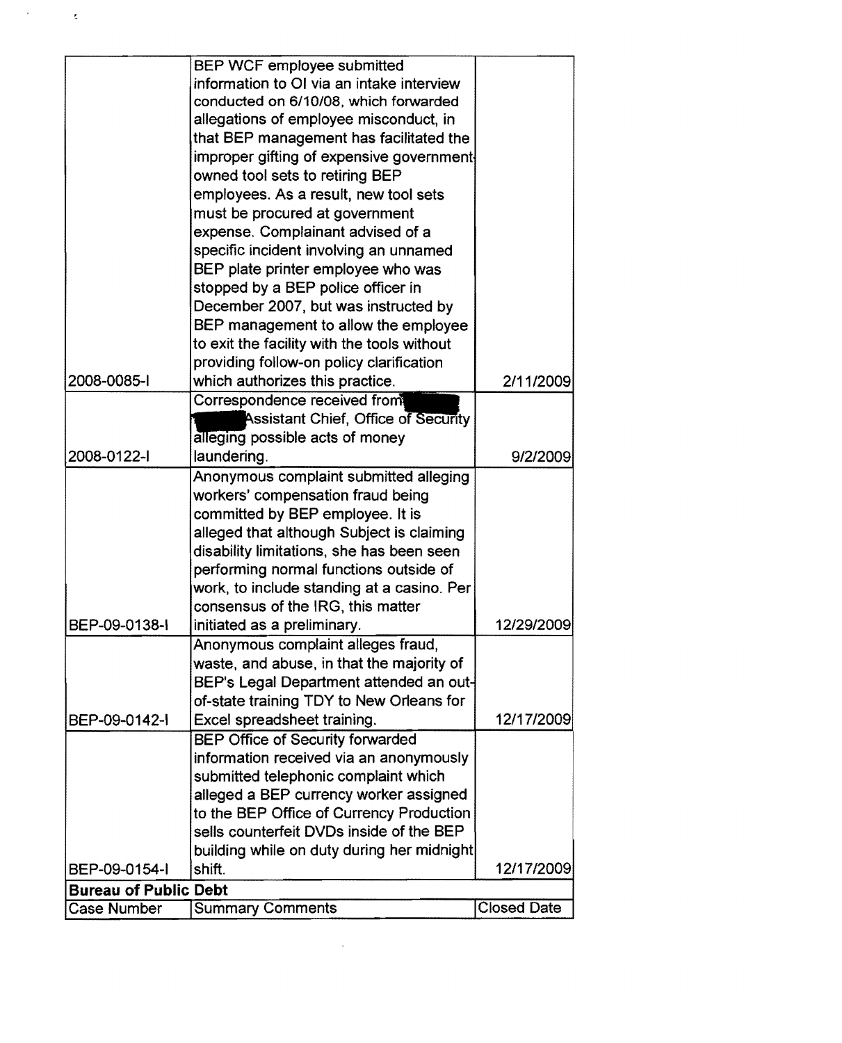| | | |
|---|---|---|
| 2008-0085-I | BEP WCF employee submitted information to OI via an intake interview conducted on 6/10/08, which forwarded allegations of employee misconduct, in that BEP management has facilitated the improper gifting of expensive government owned tool sets to retiring BEP employees. As a result, new tool sets must be procured at government expense. Complainant advised of a specific incident involving an unnamed BEP plate printer employee who was stopped by a BEP police officer in December 2007, but was instructed by BEP management to allow the employee to exit the facility with the tools without providing follow-on policy clarification which authorizes this practice. | 2/11/2009 |
| 2008-0122-I | Correspondence received from [redacted] Assistant Chief, Office of Security alleging possible acts of money laundering. | 9/2/2009 |
| BEP-09-0138-I | Anonymous complaint submitted alleging workers' compensation fraud being committed by BEP employee. It is alleged that although Subject is claiming disability limitations, she has been seen performing normal functions outside of work, to include standing at a casino. Per consensus of the IRG, this matter initiated as a preliminary. | 12/29/2009 |
| BEP-09-0142-I | Anonymous complaint alleges fraud, waste, and abuse, in that the majority of BEP's Legal Department attended an out-of-state training TDY to New Orleans for Excel spreadsheet training. | 12/17/2009 |
| BEP-09-0154-I | BEP Office of Security forwarded information received via an anonymously submitted telephonic complaint which alleged a BEP currency worker assigned to the BEP Office of Currency Production sells counterfeit DVDs inside of the BEP building while on duty during her midnight shift. | 12/17/2009 |
| **Bureau of Public Debt** | | |
| Case Number | Summary Comments | Closed Date |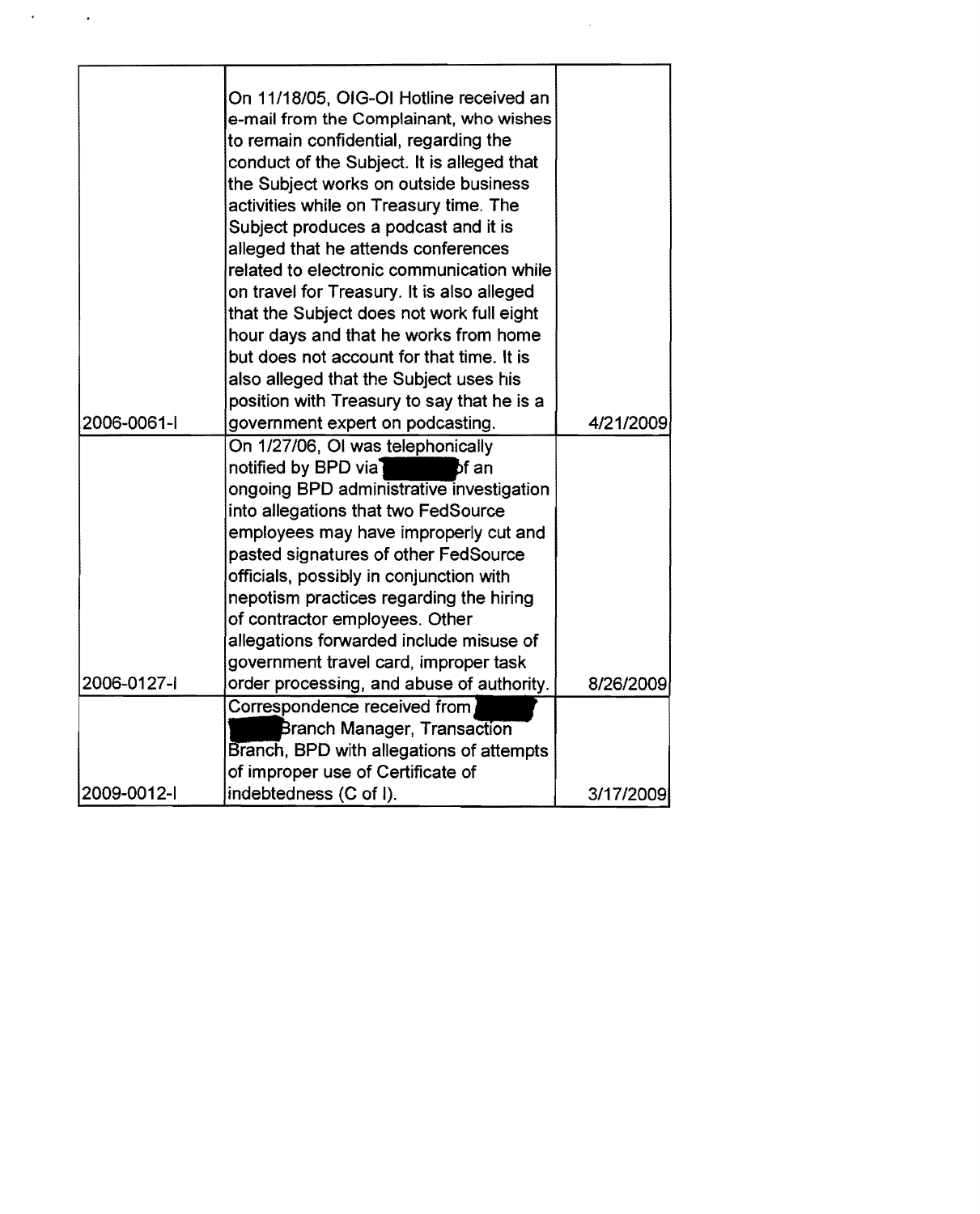| | | |
|---|---|---|
| 2006-0061-I | On 11/18/05, OIG-OI Hotline received an e-mail from the Complainant, who wishes to remain confidential, regarding the conduct of the Subject. It is alleged that the Subject works on outside business activities while on Treasury time. The Subject produces a podcast and it is alleged that he attends conferences related to electronic communication while on travel for Treasury. It is also alleged that the Subject does not work full eight hour days and that he works from home but does not account for that time. It is also alleged that the Subject uses his position with Treasury to say that he is a government expert on podcasting. | 4/21/2009 |
| 2006-0127-I | On 1/27/06, OI was telephonically notified by BPD via [redacted] of an ongoing BPD administrative investigation into allegations that two FedSource employees may have improperly cut and pasted signatures of other FedSource officials, possibly in conjunction with nepotism practices regarding the hiring of contractor employees. Other allegations forwarded include misuse of government travel card, improper task order processing, and abuse of authority. | 8/26/2009 |
| 2009-0012-I | Correspondence received from [redacted] Branch Manager, Transaction Branch, BPD with allegations of attempts of improper use of Certificate of indebtedness (C of I). | 3/17/2009 |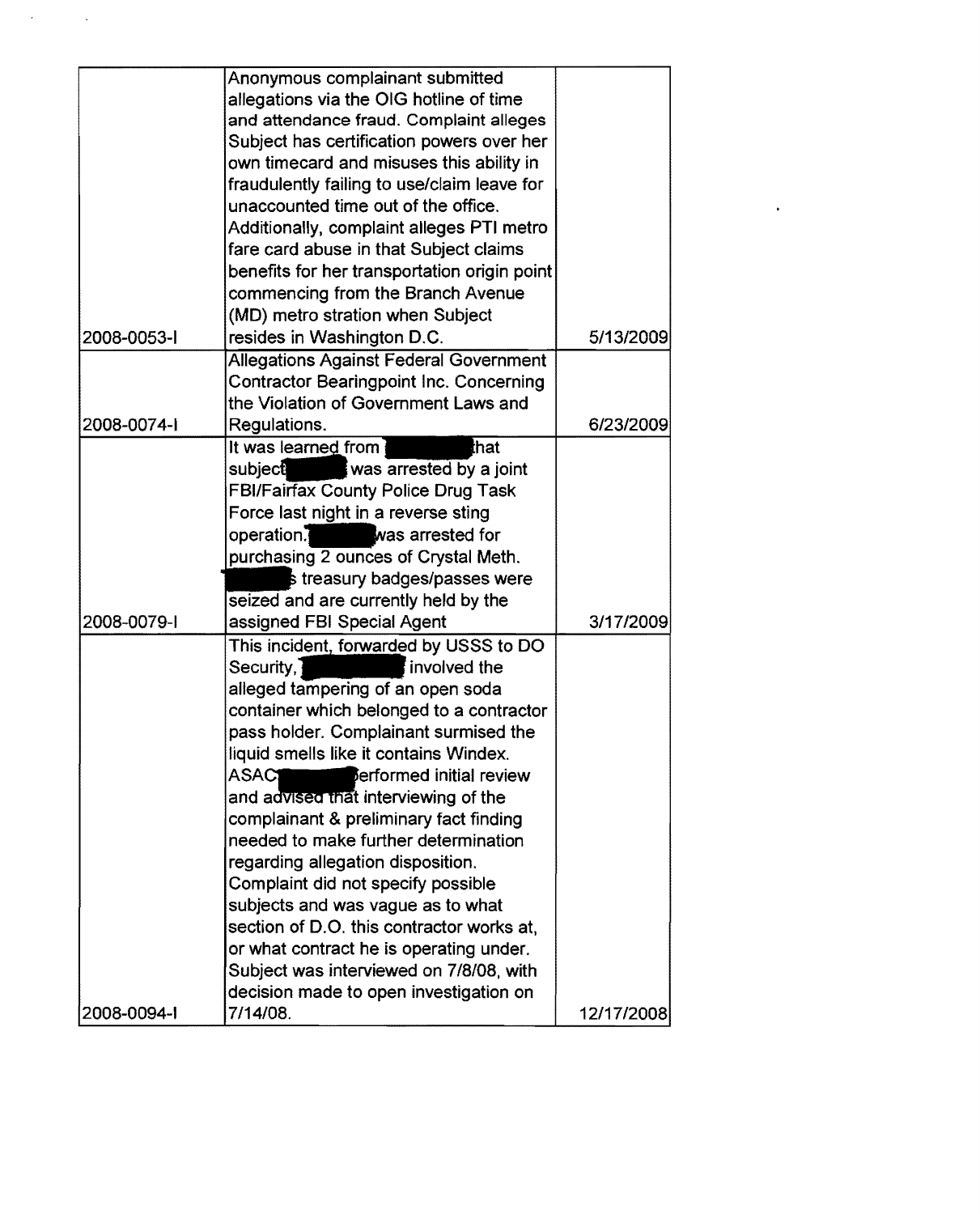| | | |
|---|---|---|
| 2008-0053-I | Anonymous complainant submitted allegations via the OIG hotline of time and attendance fraud. Complaint alleges Subject has certification powers over her own timecard and misuses this ability in fraudulently failing to use/claim leave for unaccounted time out of the office. Additionally, complaint alleges PTI metro fare card abuse in that Subject claims benefits for her transportation origin point commencing from the Branch Avenue (MD) metro stration when Subject resides in Washington D.C. | 5/13/2009 |
| 2008-0074-I | Allegations Against Federal Government Contractor Bearingpoint Inc. Concerning the Violation of Government Laws and Regulations. | 6/23/2009 |
| 2008-0079-I | It was learned from [redacted] that subject [redacted] was arrested by a joint FBI/Fairfax County Police Drug Task Force last night in a reverse sting operation. [redacted] was arrested for purchasing 2 ounces of Crystal Meth. [redacted]'s treasury badges/passes were seized and are currently held by the assigned FBI Special Agent | 3/17/2009 |
| 2008-0094-I | This incident, forwarded by USSS to DO Security, [redacted] involved the alleged tampering of an open soda container which belonged to a contractor pass holder. Complainant surmised the liquid smells like it contains Windex. ASAC [redacted] performed initial review and advised that interviewing of the complainant & preliminary fact finding needed to make further determination regarding allegation disposition. Complaint did not specify possible subjects and was vague as to what section of D.O. this contractor works at, or what contract he is operating under. Subject was interviewed on 7/8/08, with decision made to open investigation on 7/14/08. | 12/17/2008 |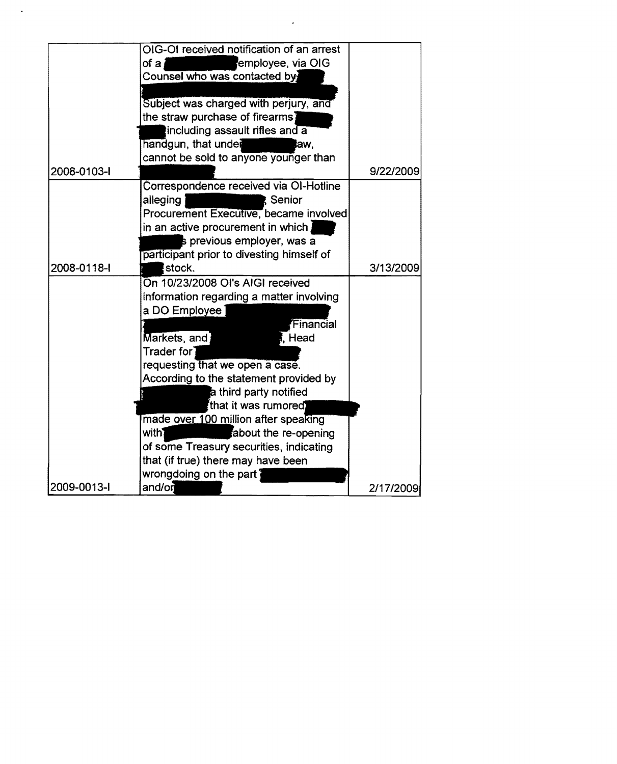| | | |
|---|---|---|
| 2008-0103-I | OIG-OI received notification of an arrest of a employee, via OIG Counsel who was contacted by Subject was charged with perjury, and the straw purchase of firearms including assault rifles and a handgun, that under law, cannot be sold to anyone younger than | 9/22/2009 |
| 2008-0118-I | Correspondence received via OI-Hotline alleging , Senior Procurement Executive, became involved in an active procurement in which s previous employer, was a participant prior to divesting himself of stock. | 3/13/2009 |
| 2009-0013-I | On 10/23/2008 OI's AIGI received information regarding a matter involving a DO Employee Financial Markets, and , Head Trader for requesting that we open a case. According to the statement provided by a third party notified that it was rumored made over 100 million after speaking with about the re-opening of some Treasury securities, indicating that (if true) there may have been wrongdoing on the part and/or | 2/17/2009 |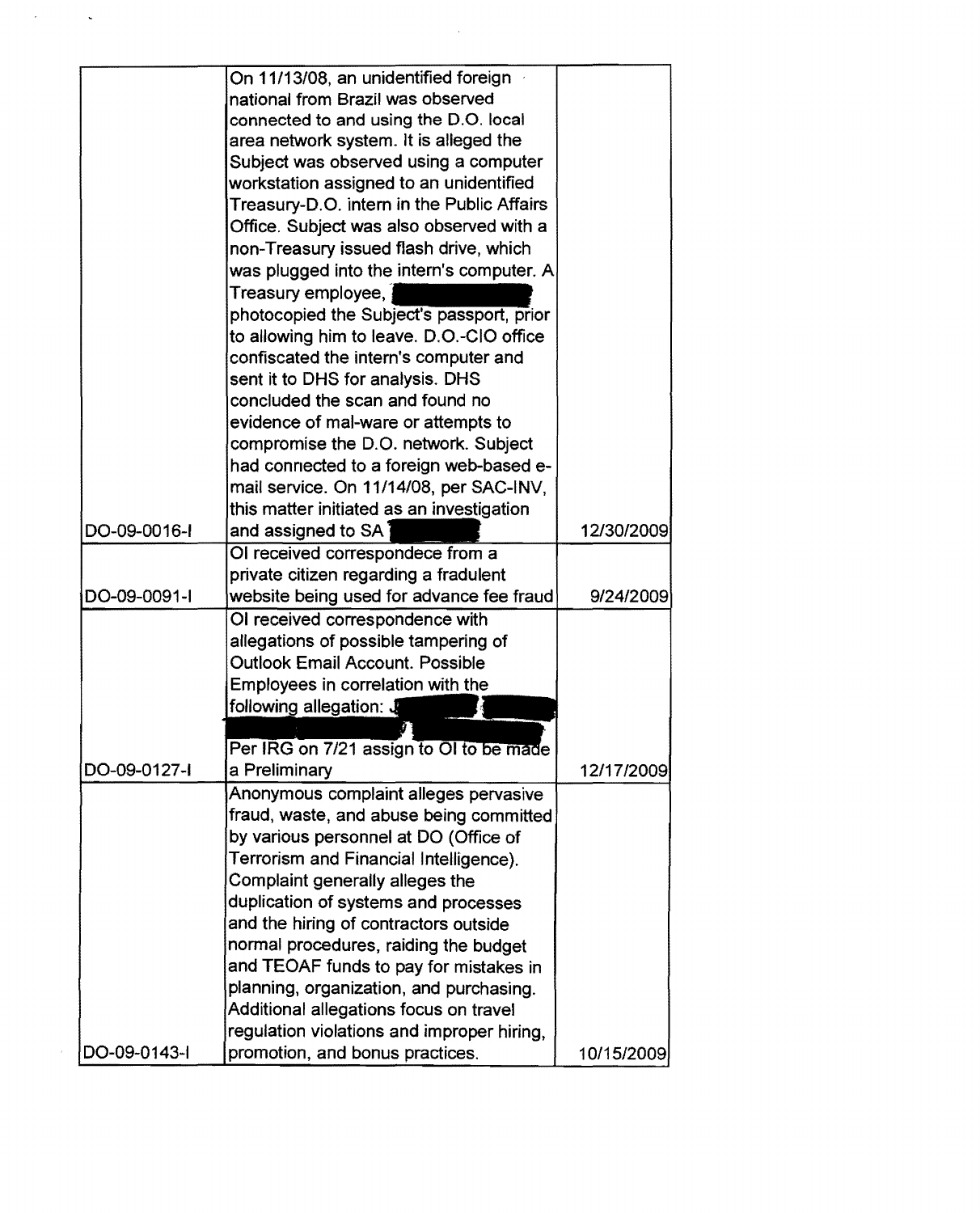| | | |
|---|---|---|
| DO-09-0016-I | On 11/13/08, an unidentified foreign national from Brazil was observed connected to and using the D.O. local area network system. It is alleged the Subject was observed using a computer workstation assigned to an unidentified Treasury-D.O. intern in the Public Affairs Office. Subject was also observed with a non-Treasury issued flash drive, which was plugged into the intern's computer. A Treasury employee, [REDACTED] photocopied the Subject's passport, prior to allowing him to leave. D.O.-CIO office confiscated the intern's computer and sent it to DHS for analysis. DHS concluded the scan and found no evidence of mal-ware or attempts to compromise the D.O. network. Subject had connected to a foreign web-based e-mail service. On 11/14/08, per SAC-INV, this matter initiated as an investigation and assigned to SA [REDACTED] | 12/30/2009 |
| DO-09-0091-I | OI received correspondece from a private citizen regarding a fradulent website being used for advance fee fraud | 9/24/2009 |
| DO-09-0127-I | OI received correspondence with allegations of possible tampering of Outlook Email Account. Possible Employees in correlation with the following allegation: [REDACTED]<br><br>Per IRG on 7/21 assign to OI to be made a Preliminary | 12/17/2009 |
| DO-09-0143-I | Anonymous complaint alleges pervasive fraud, waste, and abuse being committed by various personnel at DO (Office of Terrorism and Financial Intelligence). Complaint generally alleges the duplication of systems and processes and the hiring of contractors outside normal procedures, raiding the budget and TEOAF funds to pay for mistakes in planning, organization, and purchasing. Additional allegations focus on travel regulation violations and improper hiring, promotion, and bonus practices. | 10/15/2009 |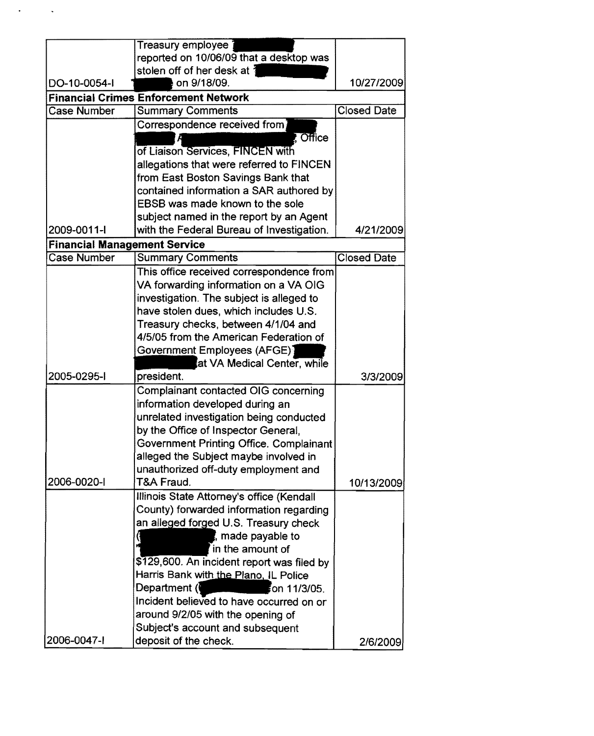| | | |
|---|---|---|
| DO-10-0054-I | Treasury employee [redacted] reported on 10/06/09 that a desktop was stolen off of her desk at [redacted] on 9/18/09. | 10/27/2009 |

**Financial Crimes Enforcement Network**

| Case Number | Summary Comments | Closed Date |
|---|---|---|
| 2009-0011-I | Correspondence received from [redacted], Office of Liaison Services, FINCEN with allegations that were referred to FINCEN from East Boston Savings Bank that contained information a SAR authored by EBSB was made known to the sole subject named in the report by an Agent with the Federal Bureau of Investigation. | 4/21/2009 |

**Financial Management Service**

| Case Number | Summary Comments | Closed Date |
|---|---|---|
| 2005-0295-I | This office received correspondence from VA forwarding information on a VA OIG investigation. The subject is alleged to have stolen dues, which includes U.S. Treasury checks, between 4/1/04 and 4/5/05 from the American Federation of Government Employees (AFGE) [redacted] at VA Medical Center, while president. | 3/3/2009 |
| 2006-0020-I | Complainant contacted OIG concerning information developed during an unrelated investigation being conducted by the Office of Inspector General, Government Printing Office. Complainant alleged the Subject maybe involved in unauthorized off-duty employment and T&A Fraud. | 10/13/2009 |
| 2006-0047-I | Illinois State Attorney's office (Kendall County) forwarded information regarding an alleged forged U.S. Treasury check ([redacted], made payable to [redacted] in the amount of $129,600. An incident report was filed by Harris Bank with the Plano, IL Police Department ([redacted] on 11/3/05. Incident believed to have occurred on or around 9/2/05 with the opening of Subject's account and subsequent deposit of the check. | 2/6/2009 |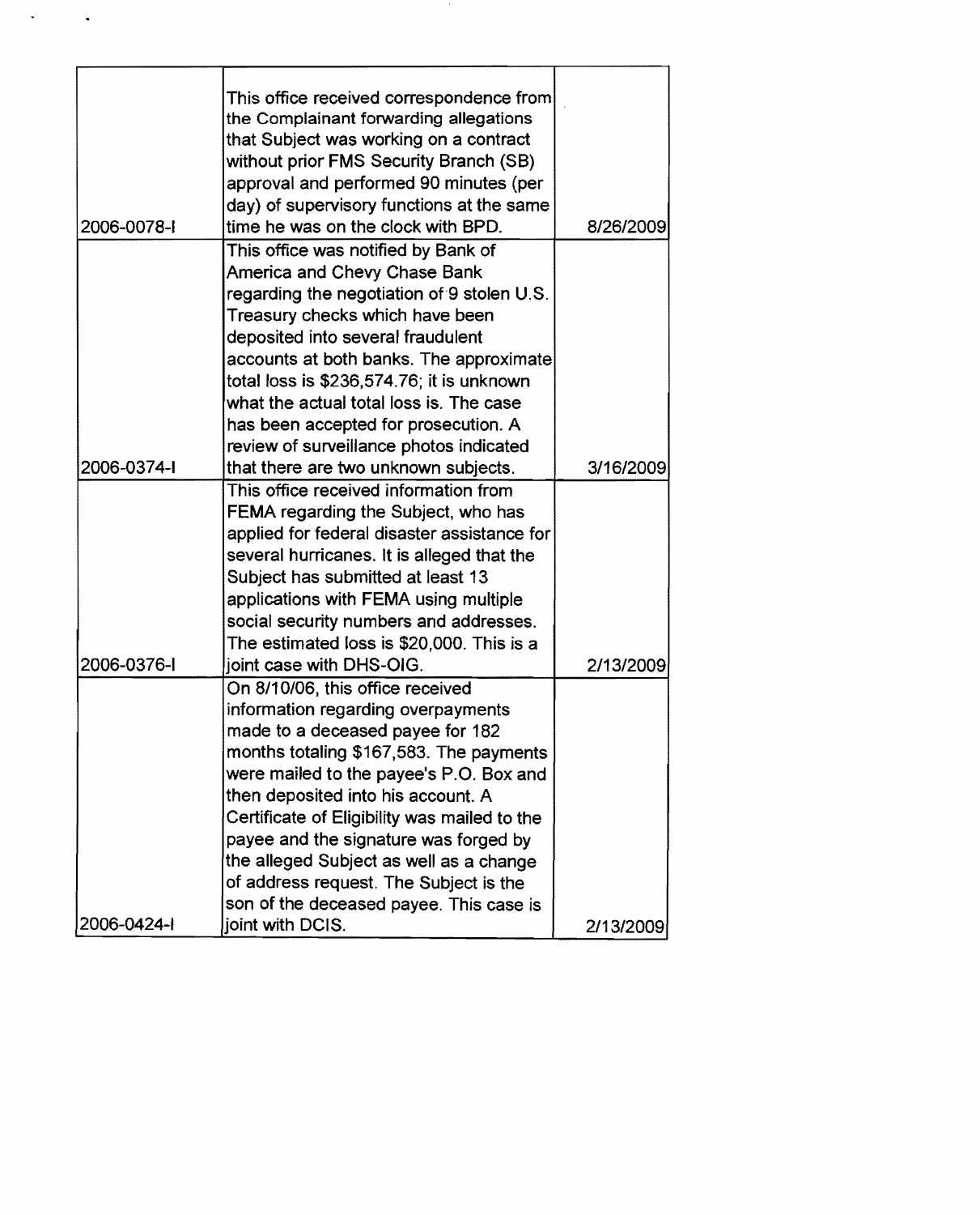| | | |
|---|---|---|
| 2006-0078-I | This office received correspondence from the Complainant forwarding allegations that Subject was working on a contract without prior FMS Security Branch (SB) approval and performed 90 minutes (per day) of supervisory functions at the same time he was on the clock with BPD. | 8/26/2009 |
| 2006-0374-I | This office was notified by Bank of America and Chevy Chase Bank regarding the negotiation of 9 stolen U.S. Treasury checks which have been deposited into several fraudulent accounts at both banks. The approximate total loss is $236,574.76; it is unknown what the actual total loss is. The case has been accepted for prosecution. A review of surveillance photos indicated that there are two unknown subjects. | 3/16/2009 |
| 2006-0376-I | This office received information from FEMA regarding the Subject, who has applied for federal disaster assistance for several hurricanes. It is alleged that the Subject has submitted at least 13 applications with FEMA using multiple social security numbers and addresses. The estimated loss is $20,000. This is a joint case with DHS-OIG. | 2/13/2009 |
| 2006-0424-I | On 8/10/06, this office received information regarding overpayments made to a deceased payee for 182 months totaling $167,583. The payments were mailed to the payee's P.O. Box and then deposited into his account. A Certificate of Eligibility was mailed to the payee and the signature was forged by the alleged Subject as well as a change of address request. The Subject is the son of the deceased payee. This case is joint with DCIS. | 2/13/2009 |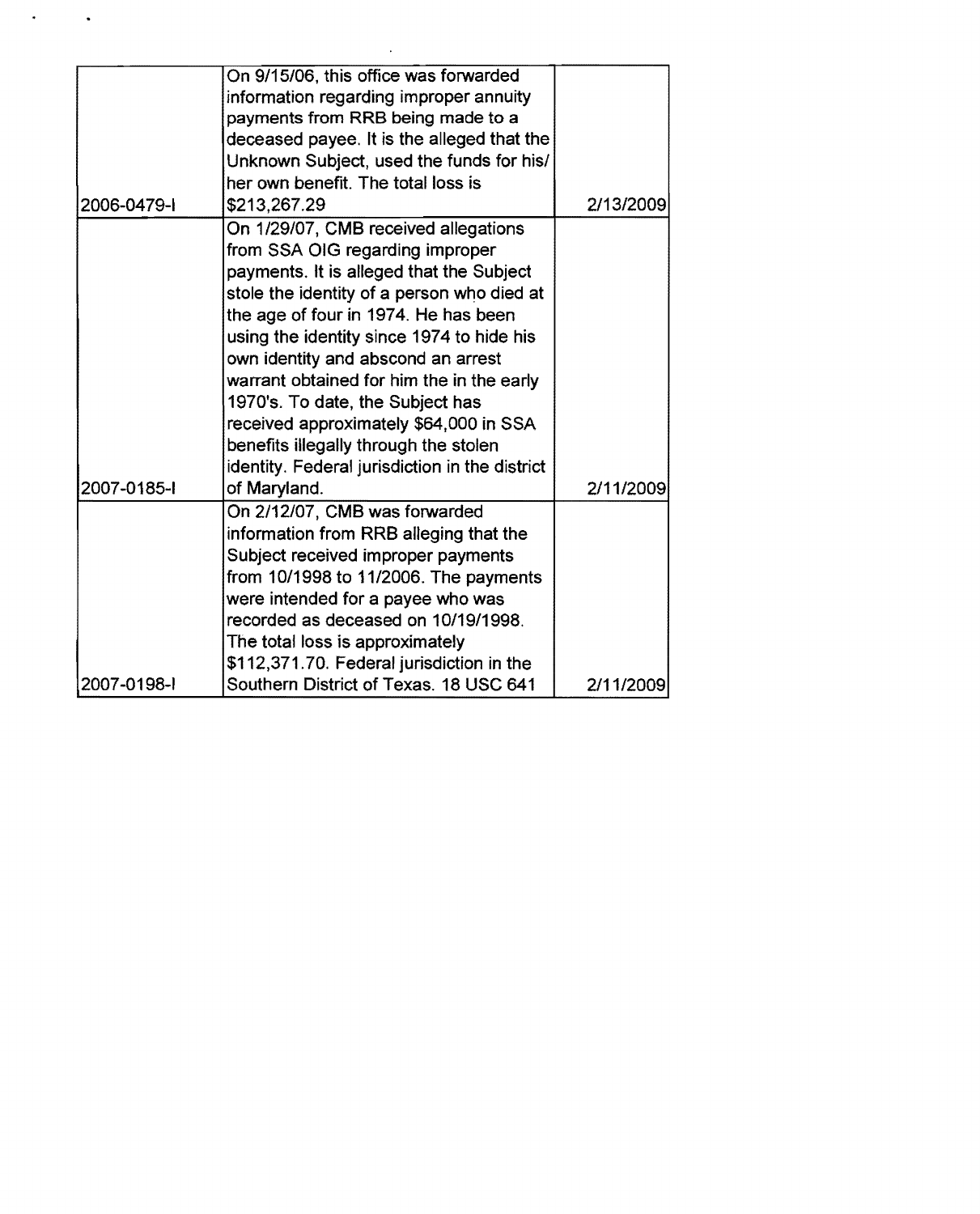| | | |
|---|---|---|
| 2006-0479-I | On 9/15/06, this office was forwarded information regarding improper annuity payments from RRB being made to a deceased payee. It is the alleged that the Unknown Subject, used the funds for his/ her own benefit. The total loss is $213,267.29 | 2/13/2009 |
| 2007-0185-I | On 1/29/07, CMB received allegations from SSA OIG regarding improper payments. It is alleged that the Subject stole the identity of a person who died at the age of four in 1974. He has been using the identity since 1974 to hide his own identity and abscond an arrest warrant obtained for him the in the early 1970's. To date, the Subject has received approximately $64,000 in SSA benefits illegally through the stolen identity. Federal jurisdiction in the district of Maryland. | 2/11/2009 |
| 2007-0198-I | On 2/12/07, CMB was forwarded information from RRB alleging that the Subject received improper payments from 10/1998 to 11/2006. The payments were intended for a payee who was recorded as deceased on 10/19/1998. The total loss is approximately $112,371.70. Federal jurisdiction in the Southern District of Texas. 18 USC 641 | 2/11/2009 |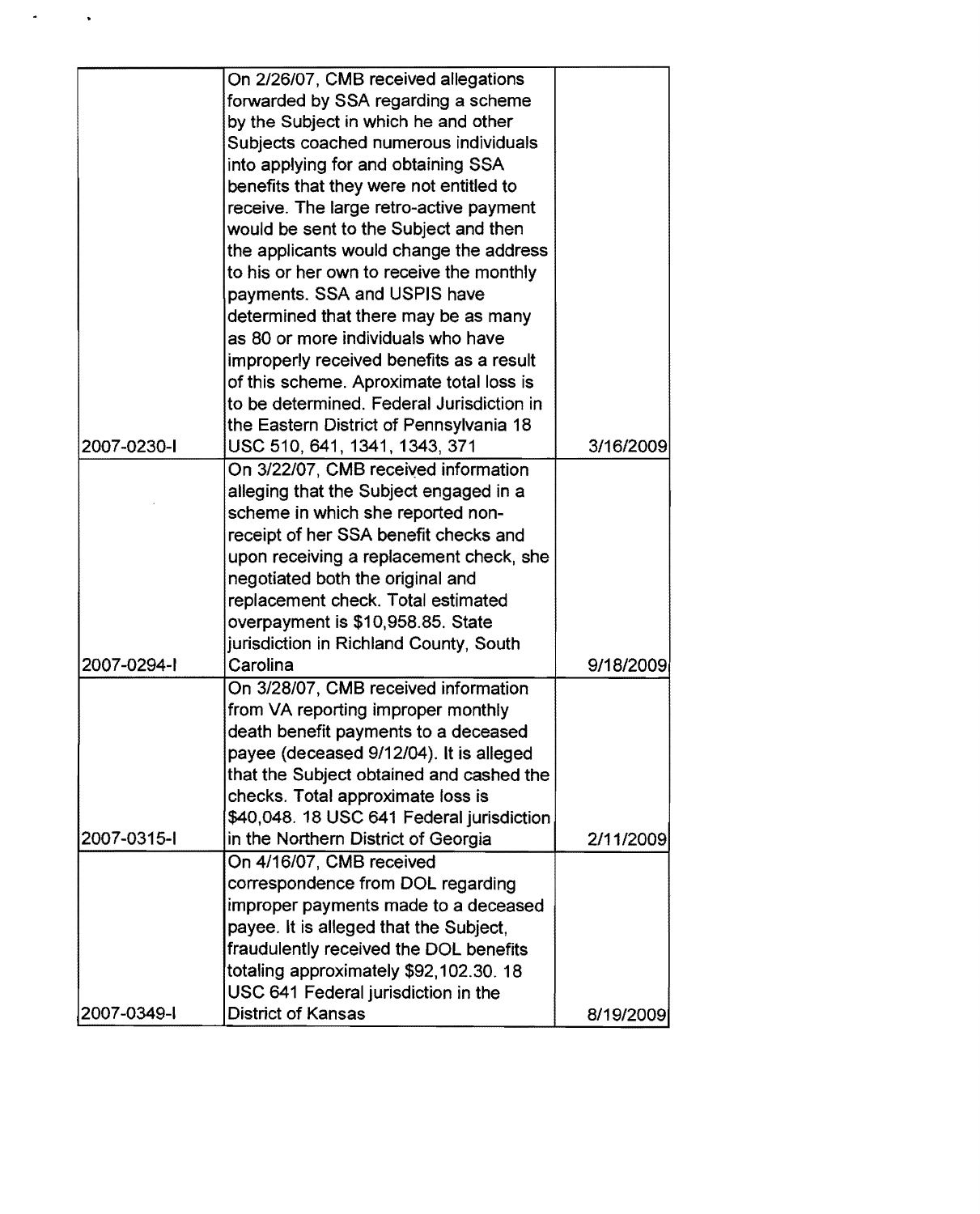| | | |
|---|---|---|
| 2007-0230-I | On 2/26/07, CMB received allegations forwarded by SSA regarding a scheme by the Subject in which he and other Subjects coached numerous individuals into applying for and obtaining SSA benefits that they were not entitled to receive. The large retro-active payment would be sent to the Subject and then the applicants would change the address to his or her own to receive the monthly payments. SSA and USPIS have determined that there may be as many as 80 or more individuals who have improperly received benefits as a result of this scheme. Aproximate total loss is to be determined. Federal Jurisdiction in the Eastern District of Pennsylvania 18 USC 510, 641, 1341, 1343, 371 | 3/16/2009 |
| 2007-0294-I | On 3/22/07, CMB received information alleging that the Subject engaged in a scheme in which she reported non-receipt of her SSA benefit checks and upon receiving a replacement check, she negotiated both the original and replacement check. Total estimated overpayment is $10,958.85. State jurisdiction in Richland County, South Carolina | 9/18/2009 |
| 2007-0315-I | On 3/28/07, CMB received information from VA reporting improper monthly death benefit payments to a deceased payee (deceased 9/12/04). It is alleged that the Subject obtained and cashed the checks. Total approximate loss is $40,048. 18 USC 641 Federal jurisdiction in the Northern District of Georgia | 2/11/2009 |
| 2007-0349-I | On 4/16/07, CMB received correspondence from DOL regarding improper payments made to a deceased payee. It is alleged that the Subject, fraudulently received the DOL benefits totaling approximately $92,102.30. 18 USC 641 Federal jurisdiction in the District of Kansas | 8/19/2009 |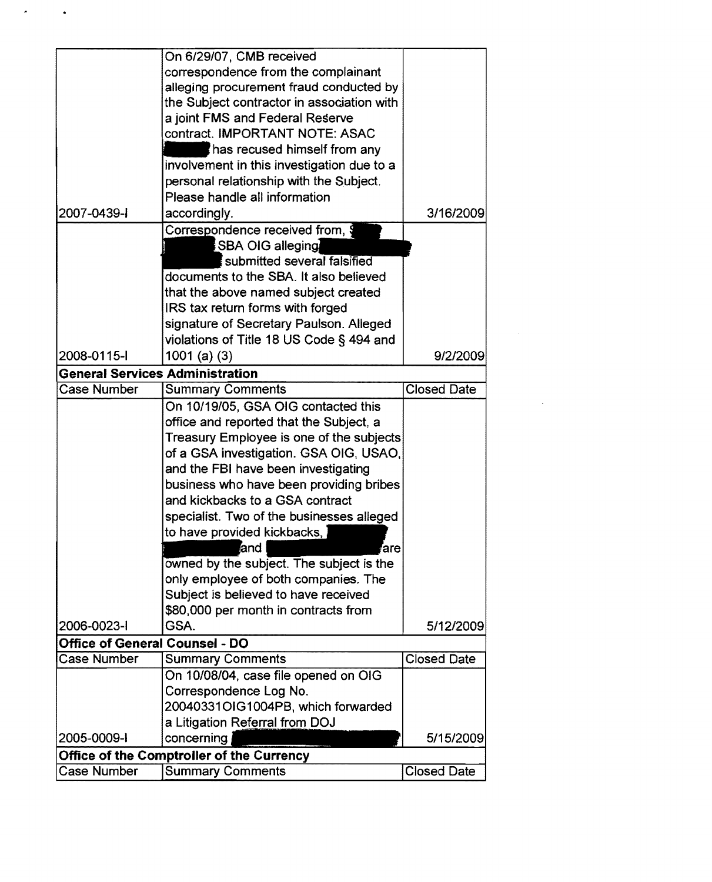| | | |
|---|---|---|
| 2007-0439-I | On 6/29/07, CMB received correspondence from the complainant alleging procurement fraud conducted by the Subject contractor in association with a joint FMS and Federal Reserve contract. IMPORTANT NOTE: ASAC [redacted] has recused himself from any involvement in this investigation due to a personal relationship with the Subject. Please handle all information accordingly. | 3/16/2009 |
| 2008-0115-I | Correspondence received from, [redacted] SBA OIG alleging [redacted] submitted several falsified documents to the SBA. It also believed that the above named subject created IRS tax return forms with forged signature of Secretary Paulson. Alleged violations of Title 18 US Code § 494 and 1001 (a) (3) | 9/2/2009 |
| **General Services Administration** | | |
| Case Number | Summary Comments | Closed Date |
| 2006-0023-I | On 10/19/05, GSA OIG contacted this office and reported that the Subject, a Treasury Employee is one of the subjects of a GSA investigation. GSA OIG, USAO, and the FBI have been investigating business who have been providing bribes and kickbacks to a GSA contract specialist. Two of the businesses alleged to have provided kickbacks, [redacted] and [redacted] are owned by the subject. The subject is the only employee of both companies. The Subject is believed to have received $80,000 per month in contracts from GSA. | 5/12/2009 |
| **Office of General Counsel - DO** | | |
| Case Number | Summary Comments | Closed Date |
| 2005-0009-I | On 10/08/04, case file opened on OIG Correspondence Log No. 20040331OIG1004PB, which forwarded a Litigation Referral from DOJ concerning [redacted] | 5/15/2009 |
| **Office of the Comptroller of the Currency** | | |
| Case Number | Summary Comments | Closed Date |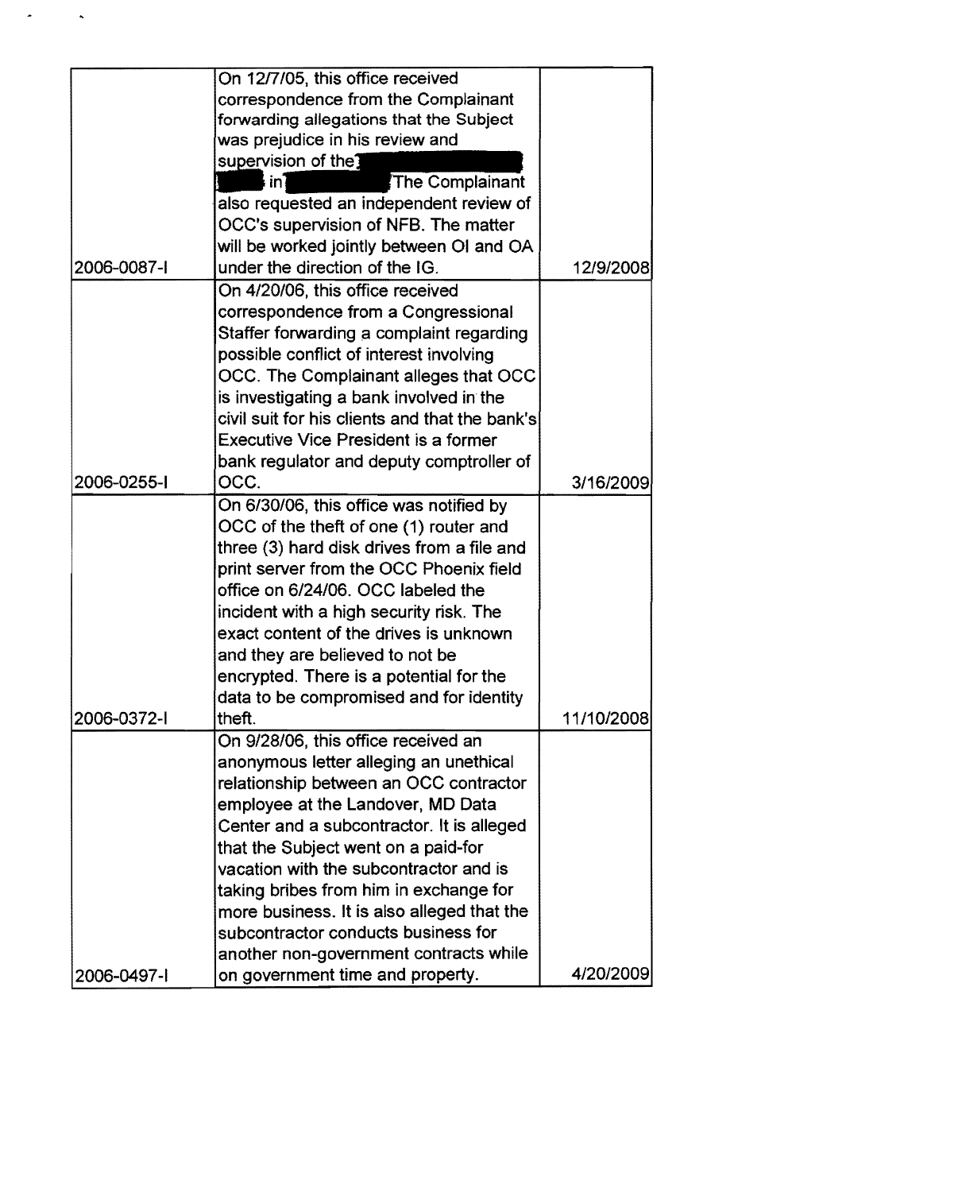| | | |
|---|---|---|
| 2006-0087-I | On 12/7/05, this office received correspondence from the Complainant forwarding allegations that the Subject was prejudice in his review and supervision of the [redacted] in [redacted] The Complainant also requested an independent review of OCC's supervision of NFB. The matter will be worked jointly between OI and OA under the direction of the IG. | 12/9/2008 |
| 2006-0255-I | On 4/20/06, this office received correspondence from a Congressional Staffer forwarding a complaint regarding possible conflict of interest involving OCC. The Complainant alleges that OCC is investigating a bank involved in the civil suit for his clients and that the bank's Executive Vice President is a former bank regulator and deputy comptroller of OCC. | 3/16/2009 |
| 2006-0372-I | On 6/30/06, this office was notified by OCC of the theft of one (1) router and three (3) hard disk drives from a file and print server from the OCC Phoenix field office on 6/24/06. OCC labeled the incident with a high security risk. The exact content of the drives is unknown and they are believed to not be encrypted. There is a potential for the data to be compromised and for identity theft. | 11/10/2008 |
| 2006-0497-I | On 9/28/06, this office received an anonymous letter alleging an unethical relationship between an OCC contractor employee at the Landover, MD Data Center and a subcontractor. It is alleged that the Subject went on a paid-for vacation with the subcontractor and is taking bribes from him in exchange for more business. It is also alleged that the subcontractor conducts business for another non-government contracts while on government time and property. | 4/20/2009 |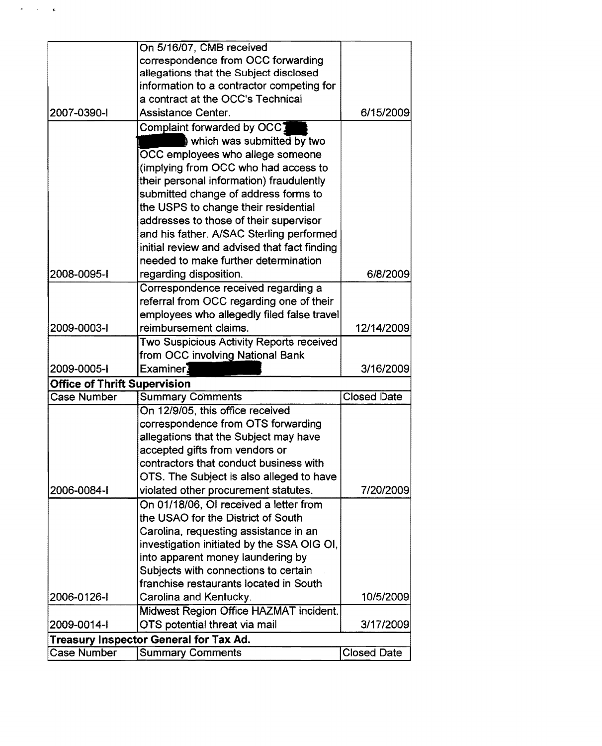| | | |
|---|---|---|
| 2007-0390-I | On 5/16/07, CMB received correspondence from OCC forwarding allegations that the Subject disclosed information to a contractor competing for a contract at the OCC's Technical Assistance Center. | 6/15/2009 |
| 2008-0095-I | Complaint forwarded by OCC [REDACTED] which was submitted by two OCC employees who allege someone (implying from OCC who had access to their personal information) fraudulently submitted change of address forms to the USPS to change their residential addresses to those of their supervisor and his father. A/SAC Sterling performed initial review and advised that fact finding needed to make further determination regarding disposition. | 6/8/2009 |
| 2009-0003-I | Correspondence received regarding a referral from OCC regarding one of their employees who allegedly filed false travel reimbursement claims. | 12/14/2009 |
| 2009-0005-I | Two Suspicious Activity Reports received from OCC involving National Bank Examiner [REDACTED] | 3/16/2009 |
| **Office of Thrift Supervision** | | |
| Case Number | Summary Comments | Closed Date |
| 2006-0084-I | On 12/9/05, this office received correspondence from OTS forwarding allegations that the Subject may have accepted gifts from vendors or contractors that conduct business with OTS. The Subject is also alleged to have violated other procurement statutes. | 7/20/2009 |
| 2006-0126-I | On 01/18/06, OI received a letter from the USAO for the District of South Carolina, requesting assistance in an investigation initiated by the SSA OIG OI, into apparent money laundering by Subjects with connections to certain franchise restaurants located in South Carolina and Kentucky. | 10/5/2009 |
| 2009-0014-I | Midwest Region Office HAZMAT incident. OTS potential threat via mail | 3/17/2009 |
| **Treasury Inspector General for Tax Ad.** | | |
| Case Number | Summary Comments | Closed Date |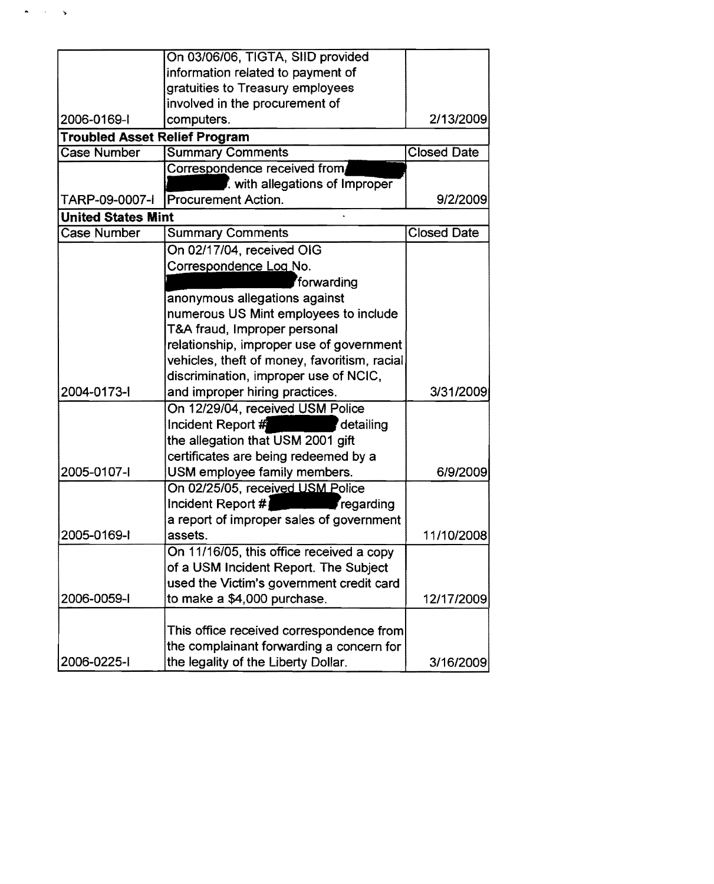| | | |
|---|---|---|
| 2006-0169-I | On 03/06/06, TIGTA, SIID provided information related to payment of gratuities to Treasury employees involved in the procurement of computers. | 2/13/2009 |

**Troubled Asset Relief Program**

| Case Number | Summary Comments | Closed Date |
|---|---|---|
| TARP-09-0007-I | Correspondence received from [redacted], with allegations of Improper Procurement Action. | 9/2/2009 |

**United States Mint**

| Case Number | Summary Comments | Closed Date |
|---|---|---|
| 2004-0173-I | On 02/17/04, received OIG Correspondence Log No. [redacted] forwarding anonymous allegations against numerous US Mint employees to include T&A fraud, Improper personal relationship, improper use of government vehicles, theft of money, favoritism, racial discrimination, improper use of NCIC, and improper hiring practices. | 3/31/2009 |
| 2005-0107-I | On 12/29/04, received USM Police Incident Report # [redacted] detailing the allegation that USM 2001 gift certificates are being redeemed by a USM employee family members. | 6/9/2009 |
| 2005-0169-I | On 02/25/05, received USM Police Incident Report # [redacted] regarding a report of improper sales of government assets. | 11/10/2008 |
| 2006-0059-I | On 11/16/05, this office received a copy of a USM Incident Report. The Subject used the Victim's government credit card to make a $4,000 purchase. | 12/17/2009 |
| 2006-0225-I | This office received correspondence from the complainant forwarding a concern for the legality of the Liberty Dollar. | 3/16/2009 |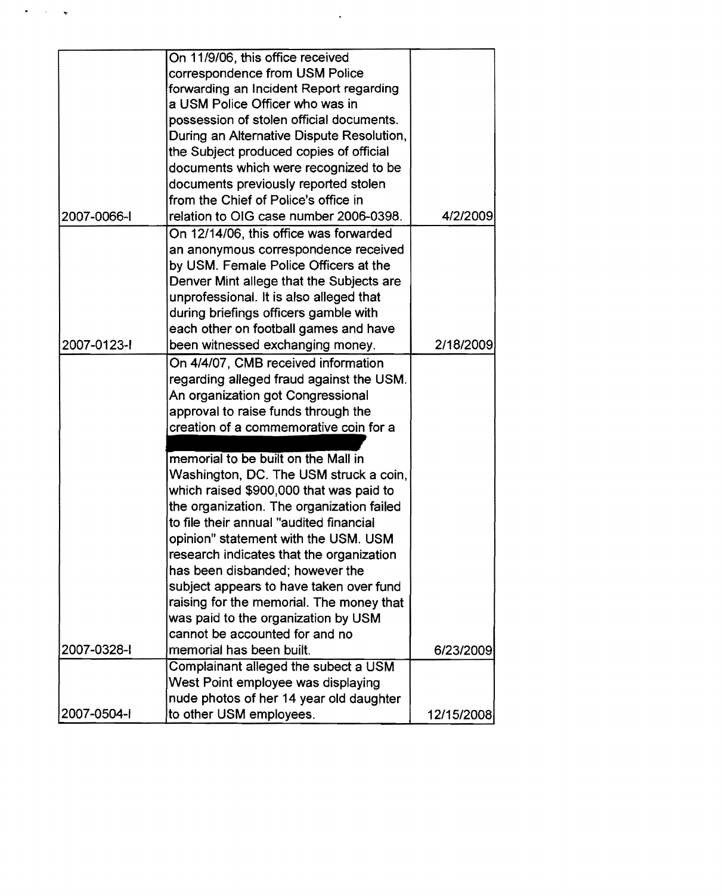| | | |
|---|---|---|
| 2007-0066-I | On 11/9/06, this office received correspondence from USM Police forwarding an Incident Report regarding a USM Police Officer who was in possession of stolen official documents. During an Alternative Dispute Resolution, the Subject produced copies of official documents which were recognized to be documents previously reported stolen from the Chief of Police's office in relation to OIG case number 2006-0398. | 4/2/2009 |
| 2007-0123-I | On 12/14/06, this office was forwarded an anonymous correspondence received by USM. Female Police Officers at the Denver Mint allege that the Subjects are unprofessional. It is also alleged that during briefings officers gamble with each other on football games and have been witnessed exchanging money. | 2/18/2009 |
| 2007-0328-I | On 4/4/07, CMB received information regarding alleged fraud against the USM. An organization got Congressional approval to raise funds through the creation of a commemorative coin for a [redacted] memorial to be built on the Mall in Washington, DC. The USM struck a coin, which raised $900,000 that was paid to the organization. The organization failed to file their annual "audited financial opinion" statement with the USM. USM research indicates that the organization has been disbanded; however the subject appears to have taken over fund raising for the memorial. The money that was paid to the organization by USM cannot be accounted for and no memorial has been built. | 6/23/2009 |
| 2007-0504-I | Complainant alleged the subect a USM West Point employee was displaying nude photos of her 14 year old daughter to other USM employees. | 12/15/2008 |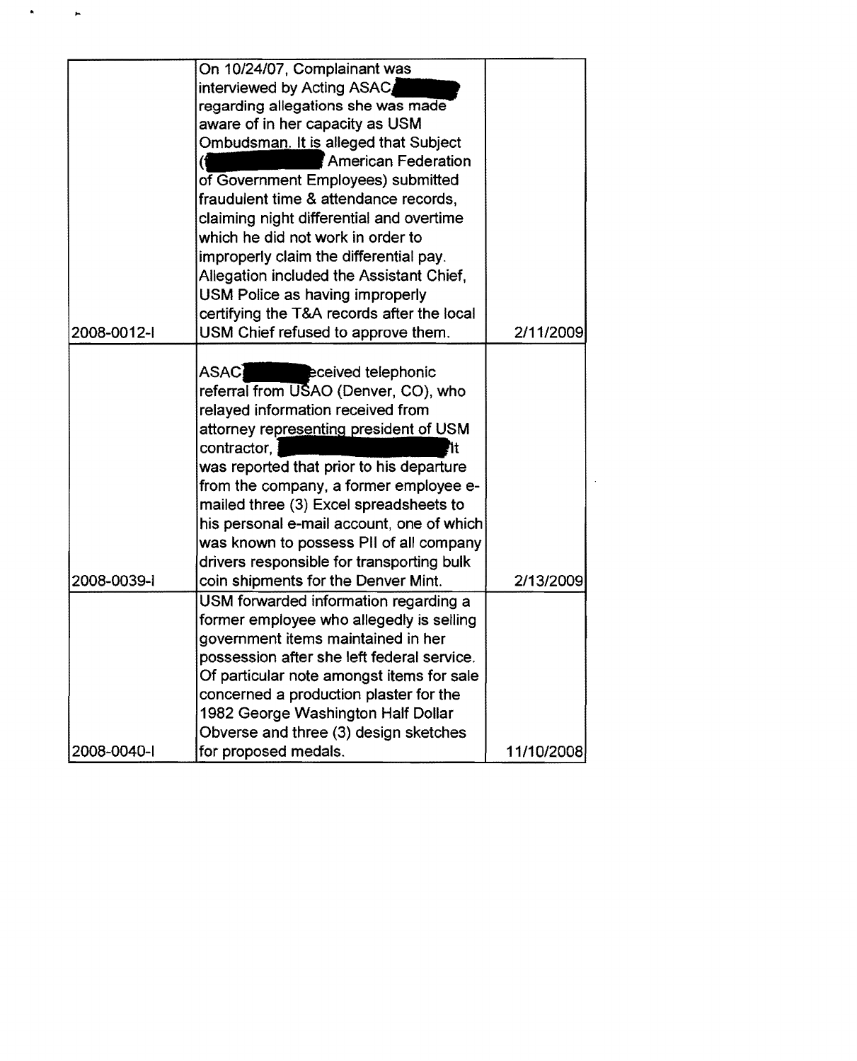| | | |
|---|---|---|
| 2008-0012-I | On 10/24/07, Complainant was interviewed by Acting ASAC regarding allegations she was made aware of in her capacity as USM Ombudsman. It is alleged that Subject ( American Federation of Government Employees) submitted fraudulent time & attendance records, claiming night differential and overtime which he did not work in order to improperly claim the differential pay. Allegation included the Assistant Chief, USM Police as having improperly certifying the T&A records after the local USM Chief refused to approve them. | 2/11/2009 |
| 2008-0039-I | ASAC eceived telephonic referral from USAO (Denver, CO), who relayed information received from attorney representing president of USM contractor, It was reported that prior to his departure from the company, a former employee e-mailed three (3) Excel spreadsheets to his personal e-mail account, one of which was known to possess PII of all company drivers responsible for transporting bulk coin shipments for the Denver Mint. | 2/13/2009 |
| 2008-0040-I | USM forwarded information regarding a former employee who allegedly is selling government items maintained in her possession after she left federal service. Of particular note amongst items for sale concerned a production plaster for the 1982 George Washington Half Dollar Obverse and three (3) design sketches for proposed medals. | 11/10/2008 |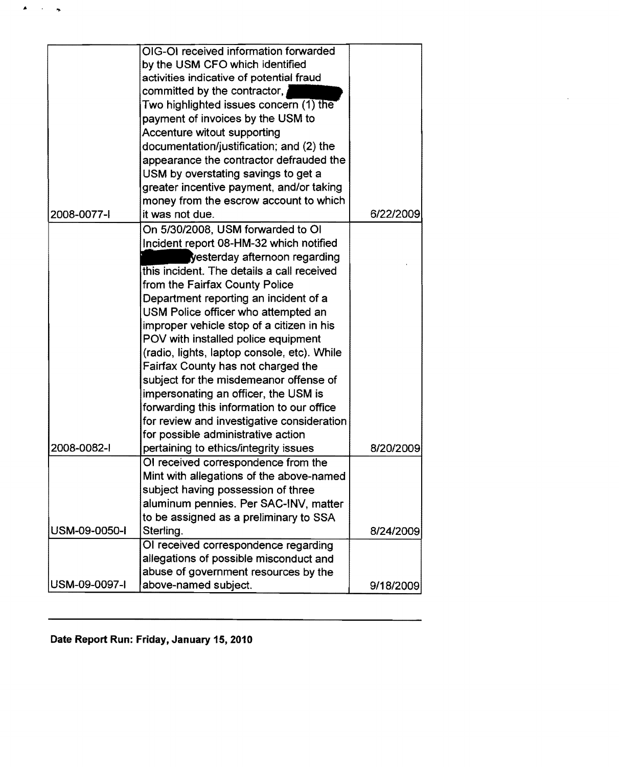| | | |
|---|---|---|
| 2008-0077-I | OIG-OI received information forwarded by the USM CFO which identified activities indicative of potential fraud committed by the contractor, Two highlighted issues concern (1) the payment of invoices by the USM to Accenture witout supporting documentation/justification; and (2) the appearance the contractor defrauded the USM by overstating savings to get a greater incentive payment, and/or taking money from the escrow account to which it was not due. | 6/22/2009 |
| 2008-0082-I | On 5/30/2008, USM forwarded to OI Incident report 08-HM-32 which notified yesterday afternoon regarding this incident. The details a call received from the Fairfax County Police Department reporting an incident of a USM Police officer who attempted an improper vehicle stop of a citizen in his POV with installed police equipment (radio, lights, laptop console, etc). While Fairfax County has not charged the subject for the misdemeanor offense of impersonating an officer, the USM is forwarding this information to our office for review and investigative consideration for possible administrative action pertaining to ethics/integrity issues | 8/20/2009 |
| USM-09-0050-I | OI received correspondence from the Mint with allegations of the above-named subject having possession of three aluminum pennies. Per SAC-INV, matter to be assigned as a preliminary to SSA Sterling. | 8/24/2009 |
| USM-09-0097-I | OI received correspondence regarding allegations of possible misconduct and abuse of government resources by the above-named subject. | 9/18/2009 |

**Date Report Run: Friday, January 15, 2010**